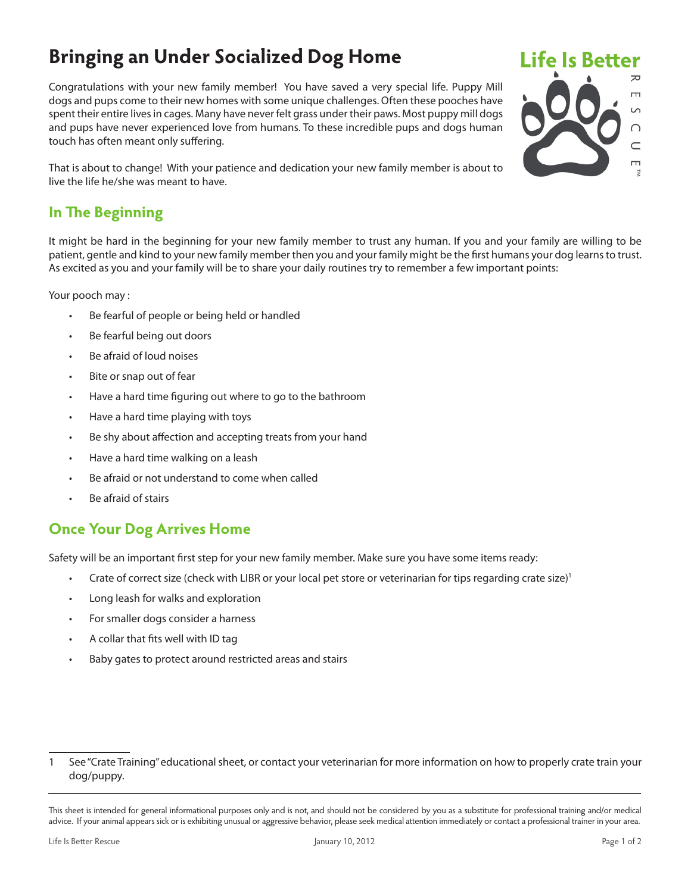# Bringing an Under Socialized Dog Home

Life Is Better RESCUE™

Congratulations with your new family member! You have saved a very special life. Puppy Mill dogs and pups come to their new homes with some unique challenges. Often these pooches have spent their entire lives in cages. Many have never felt grass under their paws. Most puppy mill dogs and pups have never experienced love from humans. To these incredible pups and dogs human touch has often meant only suffering.

That is about to change! With your patience and dedication your new family member is about to live the life he/she was meant to have.

## In The Beginning

It might be hard in the beginning for your new family member to trust any human. If you and your family are willing to be patient, gentle and kind to your new family member then you and your family might be the first humans your dog learns to trust. As excited as you and your family will be to share your daily routines try to remember a few important points:

Your pooch may :

- Be fearful of people or being held or handled
- Be fearful being out doors
- Be afraid of loud noises
- Bite or snap out of fear
- Have a hard time figuring out where to go to the bathroom
- Have a hard time playing with toys
- Be shy about affection and accepting treats from your hand
- Have a hard time walking on a leash
- Be afraid or not understand to come when called
- Be afraid of stairs

## Once Your Dog Arrives Home

Safety will be an important first step for your new family member. Make sure you have some items ready:

- Crate of correct size (check with LIBR or your local pet store or veterinarian for tips regarding crate size)[1]
- Long leash for walks and exploration
- For smaller dogs consider a harness
- A collar that fits well with ID tag
- Baby gates to protect around restricted areas and stairs

---

1 See "Crate Training" educational sheet, or contact your veterinarian for more information on how to properly crate train your dog/puppy.

This sheet is intended for general informational purposes only and is not, and should not be considered by you as a substitute for professional training and/or medical advice. If your animal appears sick or is exhibiting unusual or aggressive behavior, please seek medical attention immediately or contact a professional trainer in your area.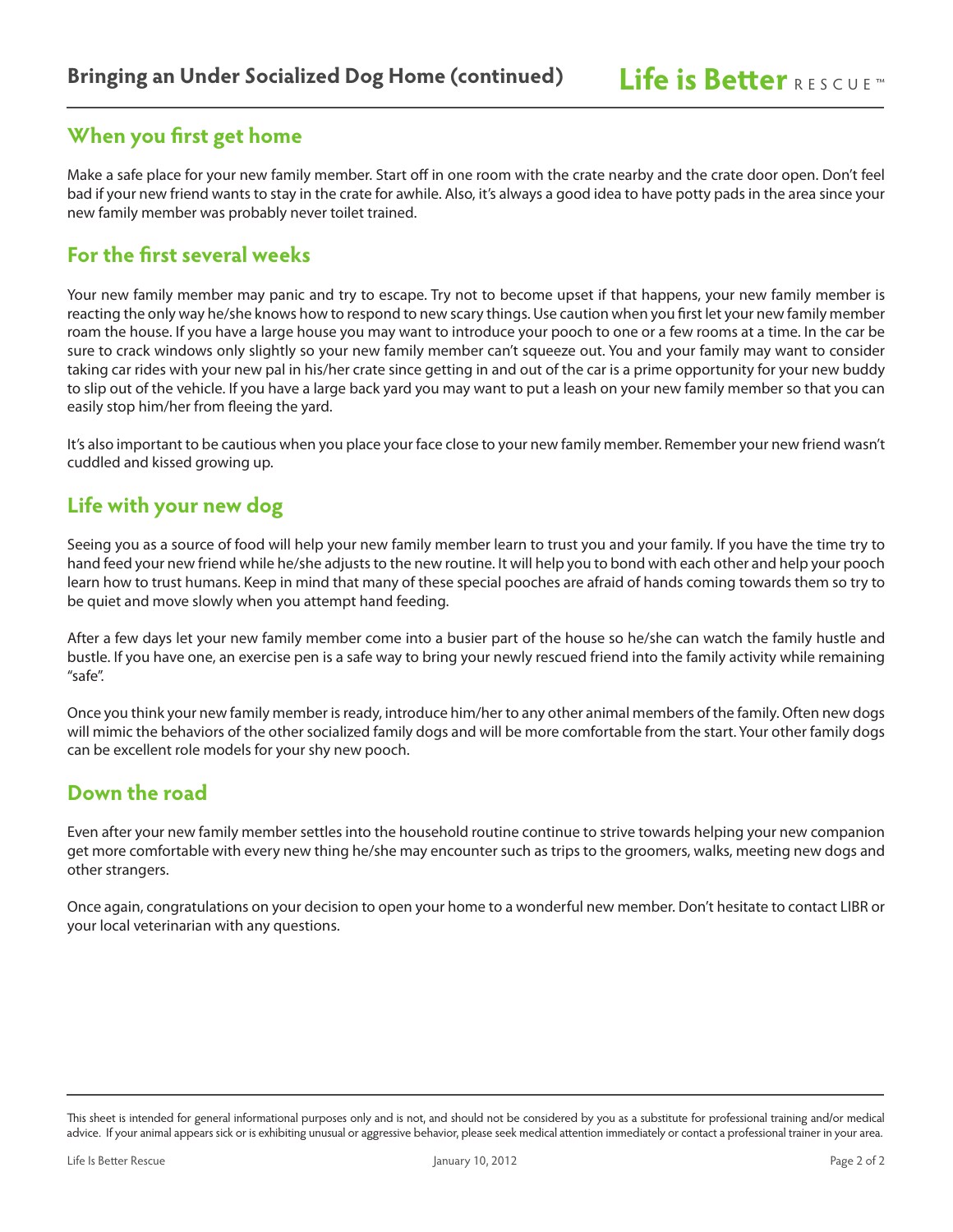## When you first get home

Make a safe place for your new family member. Start off in one room with the crate nearby and the crate door open. Don't feel bad if your new friend wants to stay in the crate for awhile. Also, it's always a good idea to have potty pads in the area since your new family member was probably never toilet trained.

## For the first several weeks

Your new family member may panic and try to escape. Try not to become upset if that happens, your new family member is reacting the only way he/she knows how to respond to new scary things. Use caution when you first let your new family member roam the house. If you have a large house you may want to introduce your pooch to one or a few rooms at a time. In the car be sure to crack windows only slightly so your new family member can't squeeze out. You and your family may want to consider taking car rides with your new pal in his/her crate since getting in and out of the car is a prime opportunity for your new buddy to slip out of the vehicle. If you have a large back yard you may want to put a leash on your new family member so that you can easily stop him/her from fleeing the yard.

It's also important to be cautious when you place your face close to your new family member. Remember your new friend wasn't cuddled and kissed growing up.

## Life with your new dog

Seeing you as a source of food will help your new family member learn to trust you and your family. If you have the time try to hand feed your new friend while he/she adjusts to the new routine. It will help you to bond with each other and help your pooch learn how to trust humans. Keep in mind that many of these special pooches are afraid of hands coming towards them so try to be quiet and move slowly when you attempt hand feeding.

After a few days let your new family member come into a busier part of the house so he/she can watch the family hustle and bustle. If you have one, an exercise pen is a safe way to bring your newly rescued friend into the family activity while remaining "safe".

Once you think your new family member is ready, introduce him/her to any other animal members of the family. Often new dogs will mimic the behaviors of the other socialized family dogs and will be more comfortable from the start. Your other family dogs can be excellent role models for your shy new pooch.

## Down the road

Even after your new family member settles into the household routine continue to strive towards helping your new companion get more comfortable with every new thing he/she may encounter such as trips to the groomers, walks, meeting new dogs and other strangers.

Once again, congratulations on your decision to open your home to a wonderful new member. Don't hesitate to contact LIBR or your local veterinarian with any questions.

This sheet is intended for general informational purposes only and is not, and should not be considered by you as a substitute for professional training and/or medical advice. If your animal appears sick or is exhibiting unusual or aggressive behavior, please seek medical attention immediately or contact a professional trainer in your area.